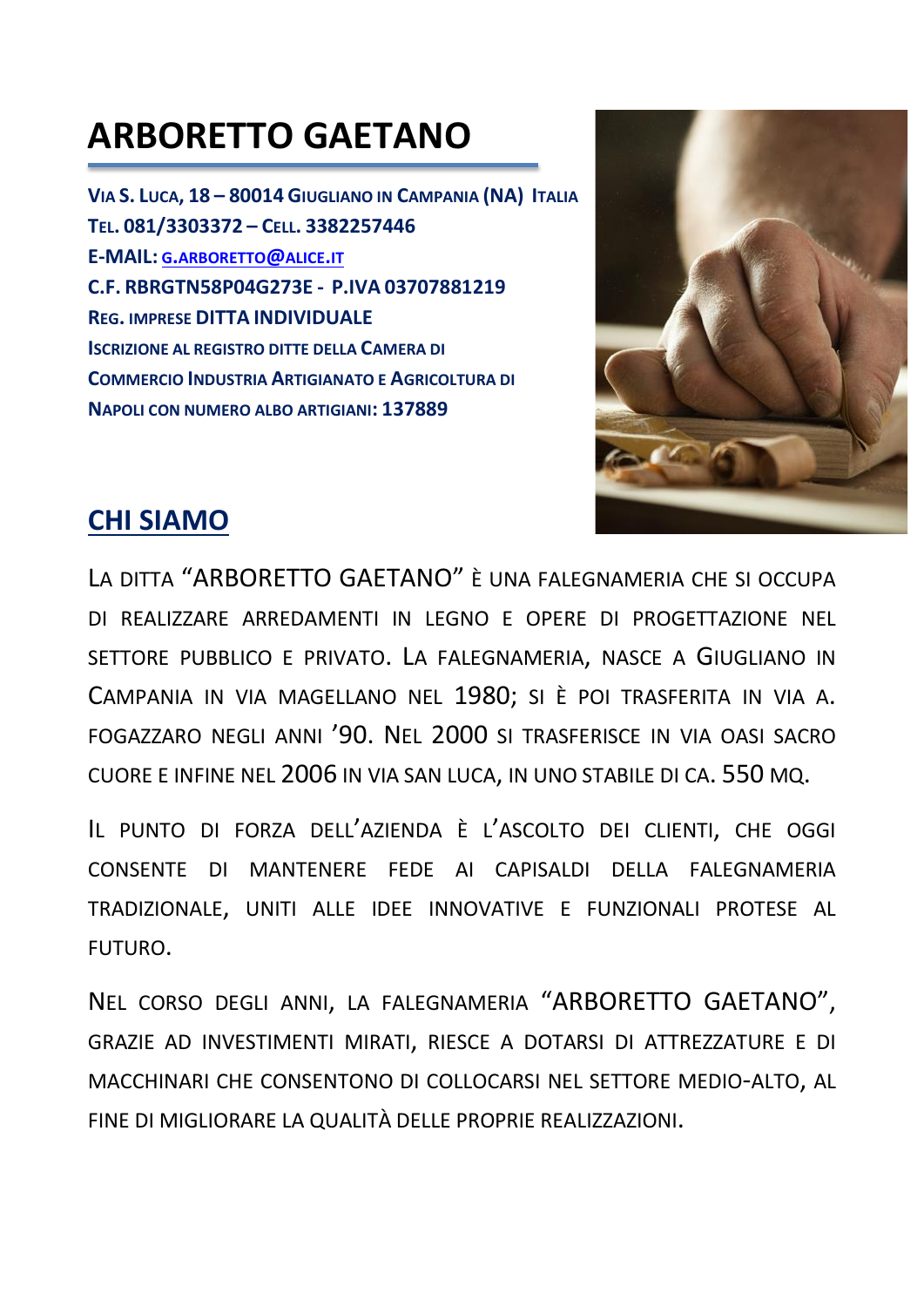# ARBORETTO GAETANO

**VIA S. LUCA, 18 – 80014 GIUGLIANO IN CAMPANIA (NA) ITALIA**
**TEL. 081/3303372 – CELL. 3382257446**
**E-MAIL: G.ARBORETTO@ALICE.IT**
**C.F. RBRGTN58P04G273E - P.IVA 03707881219**
**REG. IMPRESE DITTA INDIVIDUALE**
**ISCRIZIONE AL REGISTRO DITTE DELLA CAMERA DI COMMERCIO INDUSTRIA ARTIGIANATO E AGRICOLTURA DI NAPOLI CON NUMERO ALBO ARTIGIANI: 137889**

## CHI SIAMO

LA DITTA "ARBORETTO GAETANO" È UNA FALEGNAMERIA CHE SI OCCUPA DI REALIZZARE ARREDAMENTI IN LEGNO E OPERE DI PROGETTAZIONE NEL SETTORE PUBBLICO E PRIVATO. LA FALEGNAMERIA, NASCE A GIUGLIANO IN CAMPANIA IN VIA MAGELLANO NEL 1980; SI È POI TRASFERITA IN VIA A. FOGAZZARO NEGLI ANNI '90. NEL 2000 SI TRASFERISCE IN VIA OASI SACRO CUORE E INFINE NEL 2006 IN VIA SAN LUCA, IN UNO STABILE DI CA. 550 MQ.

IL PUNTO DI FORZA DELL'AZIENDA È L'ASCOLTO DEI CLIENTI, CHE OGGI CONSENTE DI MANTENERE FEDE AI CAPISALDI DELLA FALEGNAMERIA TRADIZIONALE, UNITI ALLE IDEE INNOVATIVE E FUNZIONALI PROTESE AL FUTURO.

NEL CORSO DEGLI ANNI, LA FALEGNAMERIA "ARBORETTO GAETANO", GRAZIE AD INVESTIMENTI MIRATI, RIESCE A DOTARSI DI ATTREZZATURE E DI MACCHINARI CHE CONSENTONO DI COLLOCARSI NEL SETTORE MEDIO-ALTO, AL FINE DI MIGLIORARE LA QUALITÀ DELLE PROPRIE REALIZZAZIONI.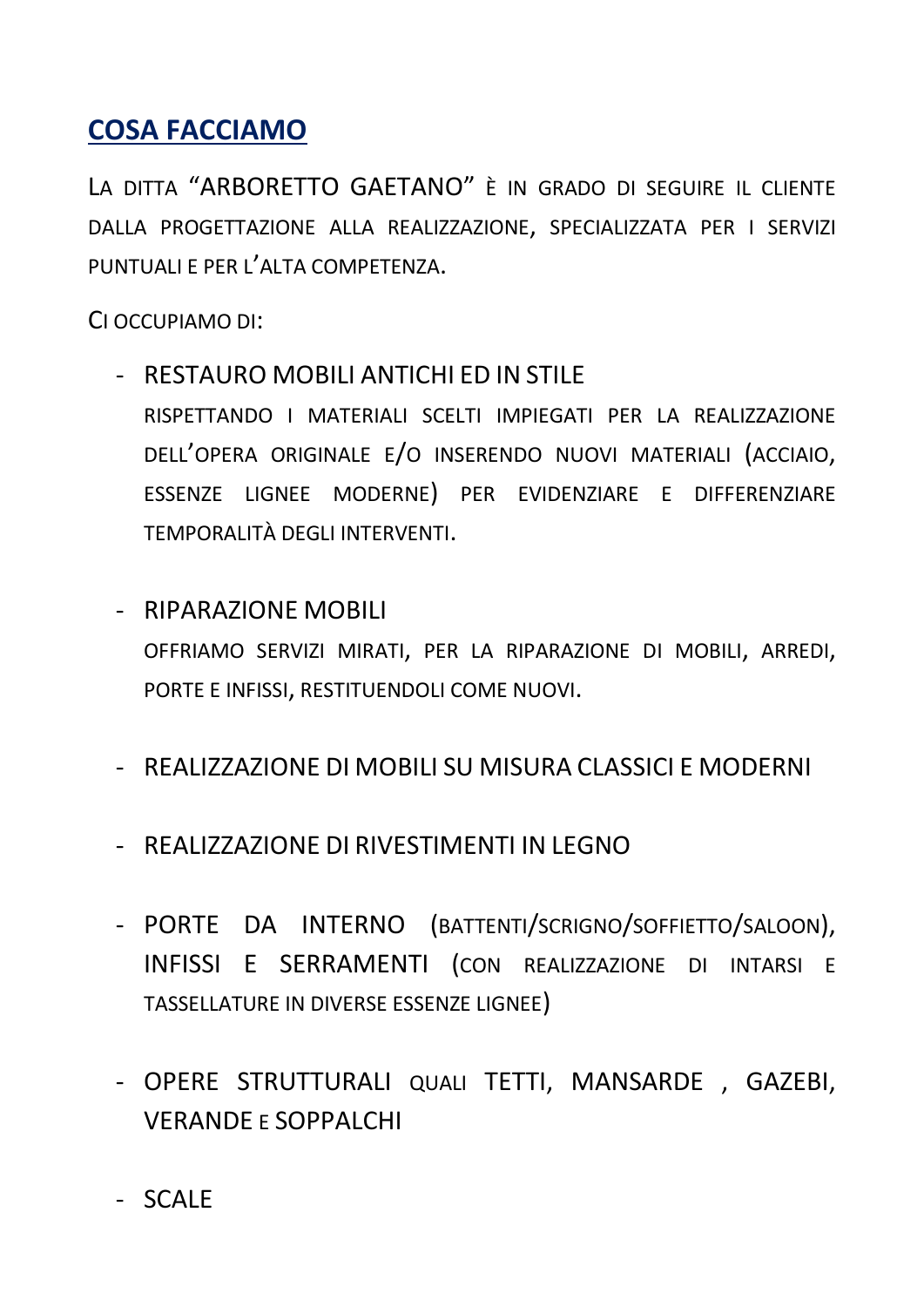## COSA FACCIAMO

LA DITTA "ARBORETTO GAETANO" È IN GRADO DI SEGUIRE IL CLIENTE DALLA PROGETTAZIONE ALLA REALIZZAZIONE, SPECIALIZZATA PER I SERVIZI PUNTUALI E PER L'ALTA COMPETENZA.

CI OCCUPIAMO DI:

- RESTAURO MOBILI ANTICHI ED IN STILE
  RISPETTANDO I MATERIALI SCELTI IMPIEGATI PER LA REALIZZAZIONE DELL'OPERA ORIGINALE E/O INSERENDO NUOVI MATERIALI (ACCIAIO, ESSENZE LIGNEE MODERNE) PER EVIDENZIARE E DIFFERENZIARE TEMPORALITÀ DEGLI INTERVENTI.

- RIPARAZIONE MOBILI
  OFFRIAMO SERVIZI MIRATI, PER LA RIPARAZIONE DI MOBILI, ARREDI, PORTE E INFISSI, RESTITUENDOLI COME NUOVI.

- REALIZZAZIONE DI MOBILI SU MISURA CLASSICI E MODERNI

- REALIZZAZIONE DI RIVESTIMENTI IN LEGNO

- PORTE DA INTERNO (BATTENTI/SCRIGNO/SOFFIETTO/SALOON), INFISSI E SERRAMENTI (CON REALIZZAZIONE DI INTARSI E TASSELLATURE IN DIVERSE ESSENZE LIGNEE)

- OPERE STRUTTURALI QUALI TETTI, MANSARDE , GAZEBI, VERANDE E SOPPALCHI

- SCALE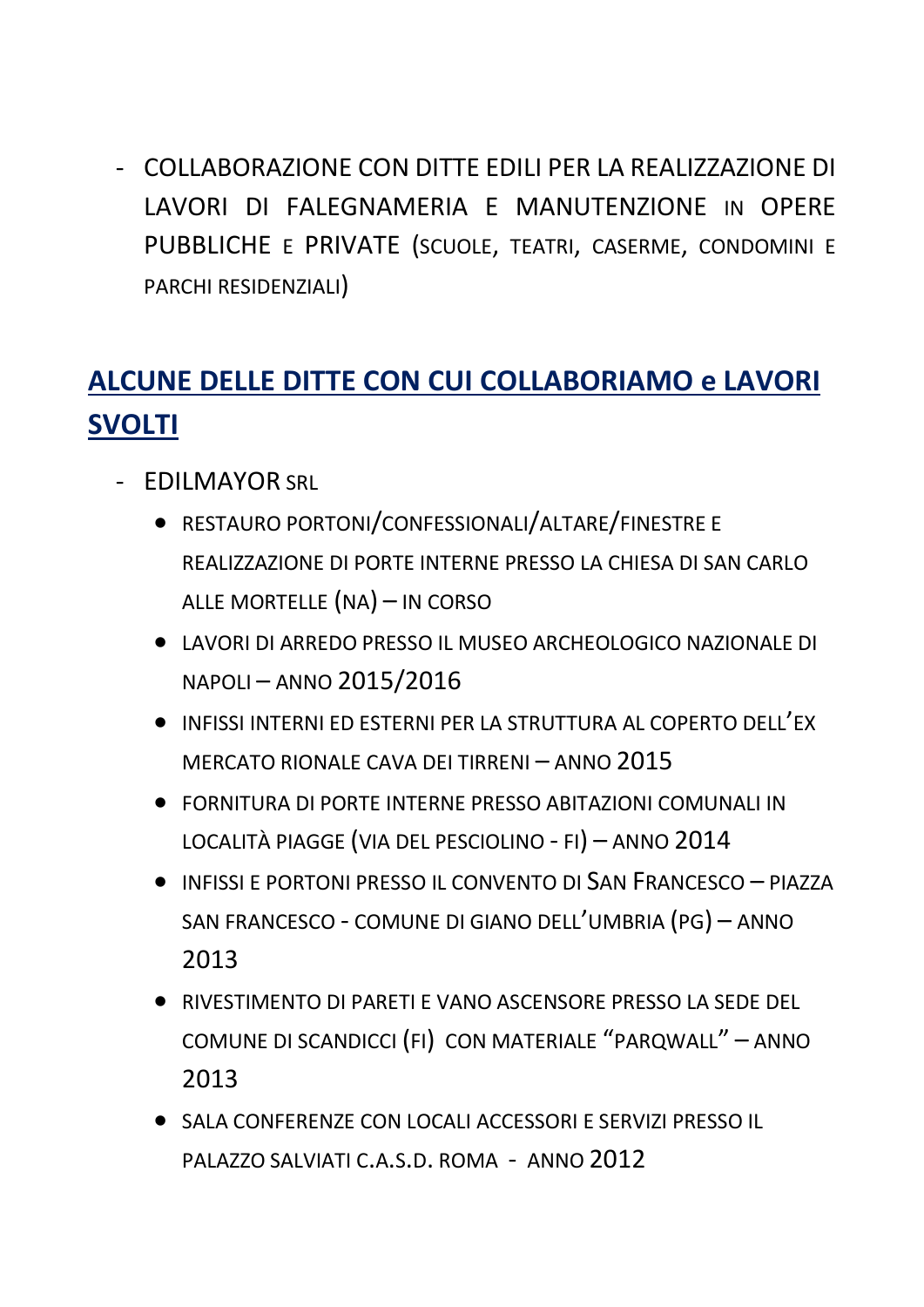- COLLABORAZIONE CON DITTE EDILI PER LA REALIZZAZIONE DI LAVORI DI FALEGNAMERIA E MANUTENZIONE IN OPERE PUBBLICHE E PRIVATE (SCUOLE, TEATRI, CASERME, CONDOMINI E PARCHI RESIDENZIALI)

## ALCUNE DELLE DITTE CON CUI COLLABORIAMO e LAVORI SVOLTI

- EDILMAYOR SRL
  - RESTAURO PORTONI/CONFESSIONALI/ALTARE/FINESTRE E REALIZZAZIONE DI PORTE INTERNE PRESSO LA CHIESA DI SAN CARLO ALLE MORTELLE (NA) – IN CORSO
  - LAVORI DI ARREDO PRESSO IL MUSEO ARCHEOLOGICO NAZIONALE DI NAPOLI – ANNO 2015/2016
  - INFISSI INTERNI ED ESTERNI PER LA STRUTTURA AL COPERTO DELL'EX MERCATO RIONALE CAVA DEI TIRRENI – ANNO 2015
  - FORNITURA DI PORTE INTERNE PRESSO ABITAZIONI COMUNALI IN LOCALITÀ PIAGGE (VIA DEL PESCIOLINO - FI) – ANNO 2014
  - INFISSI E PORTONI PRESSO IL CONVENTO DI SAN FRANCESCO – PIAZZA SAN FRANCESCO - COMUNE DI GIANO DELL'UMBRIA (PG) – ANNO 2013
  - RIVESTIMENTO DI PARETI E VANO ASCENSORE PRESSO LA SEDE DEL COMUNE DI SCANDICCI (FI) CON MATERIALE "PARQWALL" – ANNO 2013
  - SALA CONFERENZE CON LOCALI ACCESSORI E SERVIZI PRESSO IL PALAZZO SALVIATI C.A.S.D. ROMA - ANNO 2012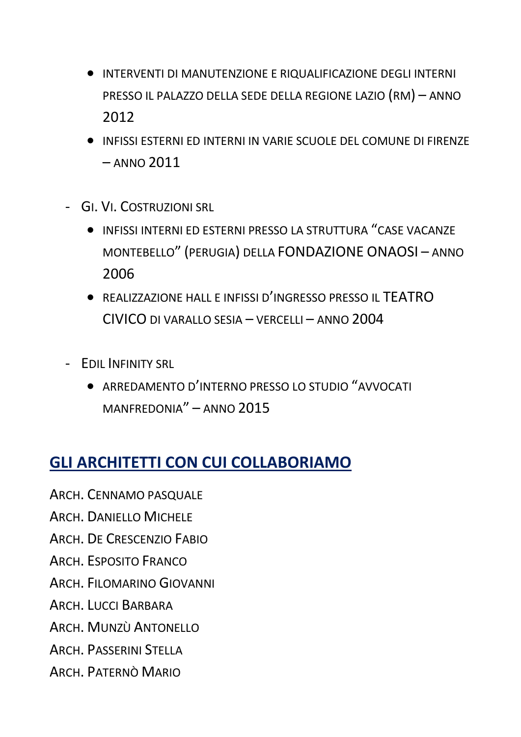- Interventi di manutenzione e riqualificazione degli interni presso il Palazzo della sede della Regione Lazio (RM) – anno 2012
- Infissi esterni ed interni in varie scuole del Comune di Firenze – anno 2011

- Gi. Vi. Costruzioni srl
  - Infissi interni ed esterni presso la struttura “Case Vacanze Montebello” (Perugia) della FONDAZIONE ONAOSI – anno 2006
  - Realizzazione hall e infissi d’ingresso presso il TEATRO CIVICO di Varallo Sesia – Vercelli – anno 2004

- Edil Infinity srl
  - Arredamento d’interno presso lo studio “Avvocati Manfredonia” – anno 2015

## GLI ARCHITETTI CON CUI COLLABORIAMO

Arch. Cennamo Pasquale
Arch. Daniello Michele
Arch. De Crescenzio Fabio
Arch. Esposito Franco
Arch. Filomarino Giovanni
Arch. Lucci Barbara
Arch. Munzù Antonello
Arch. Passerini Stella
Arch. Paternò Mario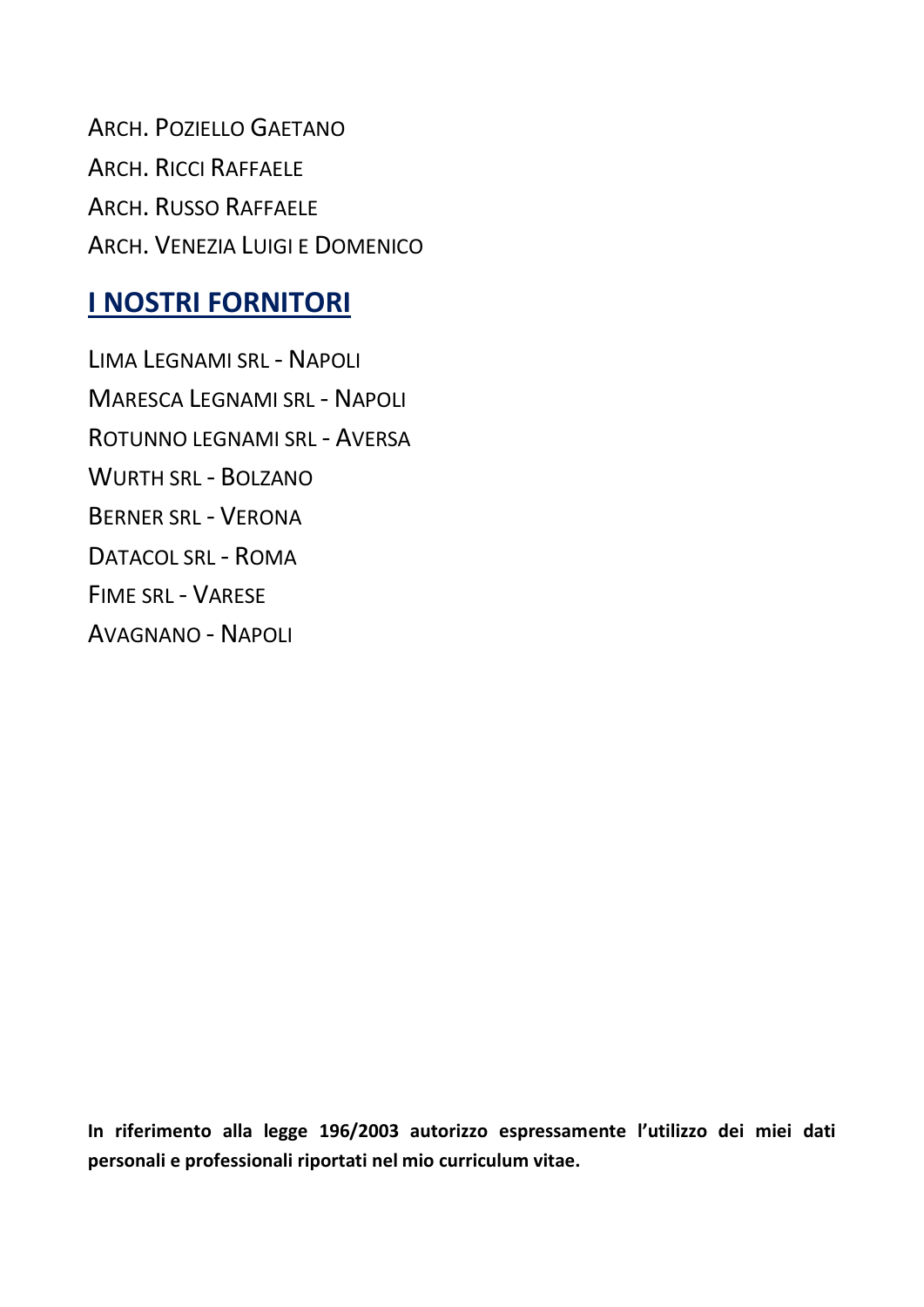ARCH. POZIELLO GAETANO

ARCH. RICCI RAFFAELE

ARCH. RUSSO RAFFAELE

ARCH. VENEZIA LUIGI E DOMENICO

## I NOSTRI FORNITORI

LIMA LEGNAMI SRL - NAPOLI

MARESCA LEGNAMI SRL - NAPOLI

ROTUNNO LEGNAMI SRL - AVERSA

WURTH SRL - BOLZANO

BERNER SRL - VERONA

DATACOL SRL - ROMA

FIME SRL - VARESE

AVAGNANO - NAPOLI

**In riferimento alla legge 196/2003 autorizzo espressamente l'utilizzo dei miei dati personali e professionali riportati nel mio curriculum vitae.**